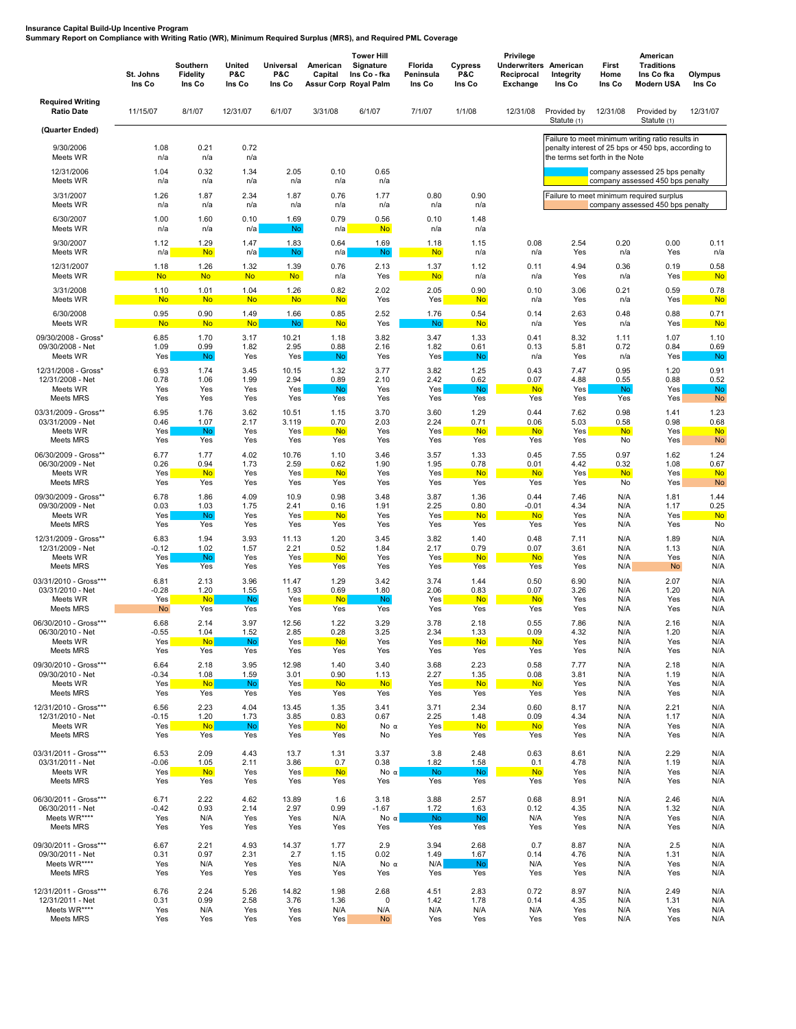**Insurance Capital Build-Up Incentive Program**
**Summary Report on Compliance with Writing Ratio (WR), Minimum Required Surplus (MRS), and Required PML Coverage**

| | St. Johns Ins Co | Southern Fidelity Ins Co | United P&C Ins Co | Universal P&C Ins Co | American Capital Assur Corp | Tower Hill Signature Ins Co - fka Royal Palm | Florida Peninsula Ins Co | Cypress P&C Ins Co | Privilege Underwriters Reciprocal Exchange | American Integrity Ins Co | First Home Ins Co | American Traditions Ins Co fka Modern USA | Olympus Ins Co |
|---|---|---|---|---|---|---|---|---|---|---|---|---|---|
| **Required Writing Ratio Date** | 11/15/07 | 8/1/07 | 12/31/07 | 6/1/07 | 3/31/08 | 6/1/07 | 7/1/07 | 1/1/08 | 12/31/08 | Provided by Statute (1) | 12/31/08 | Provided by Statute (1) | 12/31/07 |
| **(Quarter Ended)** | | | | | | | | | | | | | |
| 9/30/2006 | 1.08 | 0.21 | 0.72 | | | | | | | | | | |
| Meets WR | n/a | n/a | n/a | | | | | | | | | | |
| 12/31/2006 | 1.04 | 0.32 | 1.34 | 2.05 | 0.10 | 0.65 | | | | | | | |
| Meets WR | n/a | n/a | n/a | n/a | n/a | n/a | | | | | | | |
| 3/31/2007 | 1.26 | 1.87 | 2.34 | 1.87 | 0.76 | 1.77 | 0.80 | 0.90 | | | | | |
| Meets WR | n/a | n/a | n/a | n/a | n/a | n/a | n/a | n/a | | | | | |
| 6/30/2007 | 1.00 | 1.60 | 0.10 | 1.69 | 0.79 | 0.56 | 0.10 | 1.48 | | | | | |
| Meets WR | n/a | n/a | n/a | No | n/a | No | n/a | n/a | | | | | |
| 9/30/2007 | 1.12 | 1.29 | 1.47 | 1.83 | 0.64 | 1.69 | 1.18 | 1.15 | 0.08 | 2.54 | 0.20 | 0.00 | 0.11 |
| Meets WR | n/a | No | n/a | No | n/a | No | No | n/a | n/a | Yes | n/a | Yes | n/a |
| 12/31/2007 | 1.18 | 1.26 | 1.32 | 1.39 | 0.76 | 2.13 | 1.37 | 1.12 | 0.11 | 4.94 | 0.36 | 0.19 | 0.58 |
| Meets WR | No | No | No | No | n/a | Yes | No | n/a | n/a | Yes | n/a | Yes | No |
| 3/31/2008 | 1.10 | 1.01 | 1.04 | 1.26 | 0.82 | 2.02 | 2.05 | 0.90 | 0.10 | 3.06 | 0.21 | 0.59 | 0.78 |
| Meets WR | No | No | No | No | No | Yes | Yes | No | n/a | Yes | n/a | Yes | No |
| 6/30/2008 | 0.95 | 0.90 | 1.49 | 1.66 | 0.85 | 2.52 | 1.76 | 0.54 | 0.14 | 2.63 | 0.48 | 0.88 | 0.71 |
| Meets WR | No | No | No | No | No | Yes | No | No | n/a | Yes | n/a | Yes | No |
| 09/30/2008 - Gross* | 6.85 | 1.70 | 3.17 | 10.21 | 1.18 | 3.82 | 3.47 | 1.33 | 0.41 | 8.32 | 1.11 | 1.07 | 1.10 |
| 09/30/2008 - Net | 1.09 | 0.99 | 1.82 | 2.95 | 0.88 | 2.16 | 1.82 | 0.61 | 0.13 | 5.81 | 0.72 | 0.84 | 0.69 |
| Meets WR | Yes | No | Yes | Yes | No | Yes | Yes | No | n/a | Yes | n/a | Yes | No |
| 12/31/2008 - Gross* | 6.93 | 1.74 | 3.45 | 10.15 | 1.32 | 3.77 | 3.82 | 1.25 | 0.43 | 7.47 | 0.95 | 1.20 | 0.91 |
| 12/31/2008 - Net | 0.78 | 1.06 | 1.99 | 2.94 | 0.89 | 2.10 | 2.42 | 0.62 | 0.07 | 4.88 | 0.55 | 0.88 | 0.52 |
| Meets WR | Yes | Yes | Yes | Yes | No | Yes | Yes | No | No | Yes | No | Yes | No |
| Meets MRS | Yes | Yes | Yes | Yes | Yes | Yes | Yes | Yes | Yes | Yes | Yes | Yes | No |
| 03/31/2009 - Gross** | 6.95 | 1.76 | 3.62 | 10.51 | 1.15 | 3.70 | 3.60 | 1.29 | 0.44 | 7.62 | 0.98 | 1.41 | 1.23 |
| 03/31/2009 - Net | 0.46 | 1.07 | 2.17 | 3.119 | 0.70 | 2.03 | 2.24 | 0.71 | 0.06 | 5.03 | 0.58 | 0.98 | 0.68 |
| Meets WR | Yes | No | Yes | Yes | No | Yes | Yes | No | No | Yes | No | Yes | No |
| Meets MRS | Yes | Yes | Yes | Yes | Yes | Yes | Yes | Yes | Yes | Yes | No | Yes | No |
| 06/30/2009 - Gross** | 6.77 | 1.77 | 4.02 | 10.76 | 1.10 | 3.46 | 3.57 | 1.33 | 0.45 | 7.55 | 0.97 | 1.62 | 1.24 |
| 06/30/2009 - Net | 0.26 | 0.94 | 1.73 | 2.59 | 0.62 | 1.90 | 1.95 | 0.78 | 0.01 | 4.42 | 0.32 | 1.08 | 0.67 |
| Meets WR | Yes | No | Yes | Yes | No | Yes | Yes | No | No | Yes | No | Yes | No |
| Meets MRS | Yes | Yes | Yes | Yes | Yes | Yes | Yes | Yes | Yes | Yes | No | Yes | No |
| 09/30/2009 - Gross** | 6.78 | 1.86 | 4.09 | 10.9 | 0.98 | 3.48 | 3.87 | 1.36 | 0.44 | 7.46 | N/A | 1.81 | 1.44 |
| 09/30/2009 - Net | 0.03 | 1.03 | 1.75 | 2.41 | 0.16 | 1.91 | 2.25 | 0.80 | -0.01 | 4.34 | N/A | 1.17 | 0.25 |
| Meets WR | Yes | No | Yes | Yes | No | Yes | Yes | No | No | Yes | N/A | Yes | No |
| Meets MRS | Yes | Yes | Yes | Yes | Yes | Yes | Yes | Yes | Yes | Yes | N/A | Yes | No |
| 12/31/2009 - Gross** | 6.83 | 1.94 | 3.93 | 11.13 | 1.20 | 3.45 | 3.82 | 1.40 | 0.48 | 7.11 | N/A | 1.89 | N/A |
| 12/31/2009 - Net | -0.12 | 1.02 | 1.57 | 2.21 | 0.52 | 1.84 | 2.17 | 0.79 | 0.07 | 3.61 | N/A | 1.13 | N/A |
| Meets WR | Yes | No | Yes | Yes | No | Yes | Yes | No | No | Yes | N/A | Yes | N/A |
| Meets MRS | Yes | Yes | Yes | Yes | Yes | Yes | Yes | Yes | Yes | Yes | N/A | No | N/A |
| 03/31/2010 - Gross*** | 6.81 | 2.13 | 3.96 | 11.47 | 1.29 | 3.42 | 3.74 | 1.44 | 0.50 | 6.90 | N/A | 2.07 | N/A |
| 03/31/2010 - Net | -0.28 | 1.20 | 1.55 | 1.93 | 0.69 | 1.80 | 2.06 | 0.83 | 0.07 | 3.26 | N/A | 1.20 | N/A |
| Meets WR | Yes | No | No | Yes | No | No | Yes | No | No | Yes | N/A | Yes | N/A |
| Meets MRS | No | Yes | Yes | Yes | Yes | Yes | Yes | Yes | Yes | Yes | N/A | Yes | N/A |
| 06/30/2010 - Gross*** | 6.68 | 2.14 | 3.97 | 12.56 | 1.22 | 3.29 | 3.78 | 2.18 | 0.55 | 7.86 | N/A | 2.16 | N/A |
| 06/30/2010 - Net | -0.55 | 1.04 | 1.52 | 2.85 | 0.28 | 3.25 | 2.34 | 1.33 | 0.09 | 4.32 | N/A | 1.20 | N/A |
| Meets WR | Yes | No | No | Yes | No | Yes | Yes | No | No | Yes | N/A | Yes | N/A |
| Meets MRS | Yes | Yes | Yes | Yes | Yes | Yes | Yes | Yes | Yes | Yes | N/A | Yes | N/A |
| 09/30/2010 - Gross*** | 6.64 | 2.18 | 3.95 | 12.98 | 1.40 | 3.40 | 3.68 | 2.23 | 0.58 | 7.77 | N/A | 2.18 | N/A |
| 09/30/2010 - Net | -0.34 | 1.08 | 1.59 | 3.01 | 0.90 | 1.13 | 2.27 | 1.35 | 0.08 | 3.81 | N/A | 1.19 | N/A |
| Meets WR | Yes | No | No | Yes | No | No | Yes | No | No | Yes | N/A | Yes | N/A |
| Meets MRS | Yes | Yes | Yes | Yes | Yes | Yes | Yes | Yes | Yes | Yes | N/A | Yes | N/A |
| 12/31/2010 - Gross*** | 6.56 | 2.23 | 4.04 | 13.45 | 1.35 | 3.41 | 3.71 | 2.34 | 0.60 | 8.17 | N/A | 2.21 | N/A |
| 12/31/2010 - Net | -0.15 | 1.20 | 1.73 | 3.85 | 0.83 | 0.67 | 2.25 | 1.48 | 0.09 | 4.34 | N/A | 1.17 | N/A |
| Meets WR | Yes | No | No | Yes | No | No α | Yes | No | No | Yes | N/A | Yes | N/A |
| Meets MRS | Yes | Yes | Yes | Yes | Yes | No | Yes | Yes | Yes | Yes | N/A | Yes | N/A |
| 03/31/2011 - Gross*** | 6.53 | 2.09 | 4.43 | 13.7 | 1.31 | 3.37 | 3.8 | 2.48 | 0.63 | 8.61 | N/A | 2.29 | N/A |
| 03/31/2011 - Net | -0.06 | 1.05 | 2.11 | 3.86 | 0.7 | 0.38 | 1.82 | 1.58 | 0.1 | 4.78 | N/A | 1.19 | N/A |
| Meets WR | Yes | No | Yes | Yes | No | No α | No | No | No | Yes | N/A | Yes | N/A |
| Meets MRS | Yes | Yes | Yes | Yes | Yes | Yes | Yes | Yes | Yes | Yes | N/A | Yes | N/A |
| 06/30/2011 - Gross*** | 6.71 | 2.22 | 4.62 | 13.89 | 1.6 | 3.18 | 3.88 | 2.57 | 0.68 | 8.91 | N/A | 2.46 | N/A |
| 06/30/2011 - Net | -0.42 | 0.93 | 2.14 | 2.97 | 0.99 | -1.67 | 1.72 | 1.63 | 0.12 | 4.35 | N/A | 1.32 | N/A |
| Meets WR**** | Yes | N/A | Yes | Yes | N/A | No α | No | No | N/A | Yes | N/A | Yes | N/A |
| Meets MRS | Yes | Yes | Yes | Yes | Yes | Yes | Yes | Yes | Yes | Yes | N/A | Yes | N/A |
| 09/30/2011 - Gross*** | 6.67 | 2.21 | 4.93 | 14.37 | 1.77 | 2.9 | 3.94 | 2.68 | 0.7 | 8.87 | N/A | 2.5 | N/A |
| 09/30/2011 - Net | 0.31 | 0.97 | 2.31 | 2.7 | 1.15 | 0.02 | 1.49 | 1.67 | 0.14 | 4.76 | N/A | 1.31 | N/A |
| Meets WR**** | Yes | N/A | Yes | Yes | N/A | No α | N/A | No | N/A | Yes | N/A | Yes | N/A |
| Meets MRS | Yes | Yes | Yes | Yes | Yes | Yes | Yes | Yes | Yes | Yes | N/A | Yes | N/A |
| 12/31/2011 - Gross*** | 6.76 | 2.24 | 5.26 | 14.82 | 1.98 | 2.68 | 4.51 | 2.83 | 0.72 | 8.97 | N/A | 2.49 | N/A |
| 12/31/2011 - Net | 0.31 | 0.99 | 2.58 | 3.76 | 1.36 | 0 | 1.42 | 1.78 | 0.14 | 4.35 | N/A | 1.31 | N/A |
| Meets WR**** | Yes | N/A | Yes | Yes | N/A | N/A | N/A | N/A | N/A | Yes | N/A | Yes | N/A |
| Meets MRS | Yes | Yes | Yes | Yes | Yes | No | Yes | Yes | Yes | Yes | N/A | Yes | N/A |

Failure to meet minimum writing ratio results in penalty interest of 25 bps or 450 bps, according to the terms set forth in the Note
- (blue) company assessed 25 bps penalty
- (yellow) company assessed 450 bps penalty

Failure to meet minimum required surplus
- (orange) company assessed 450 bps penalty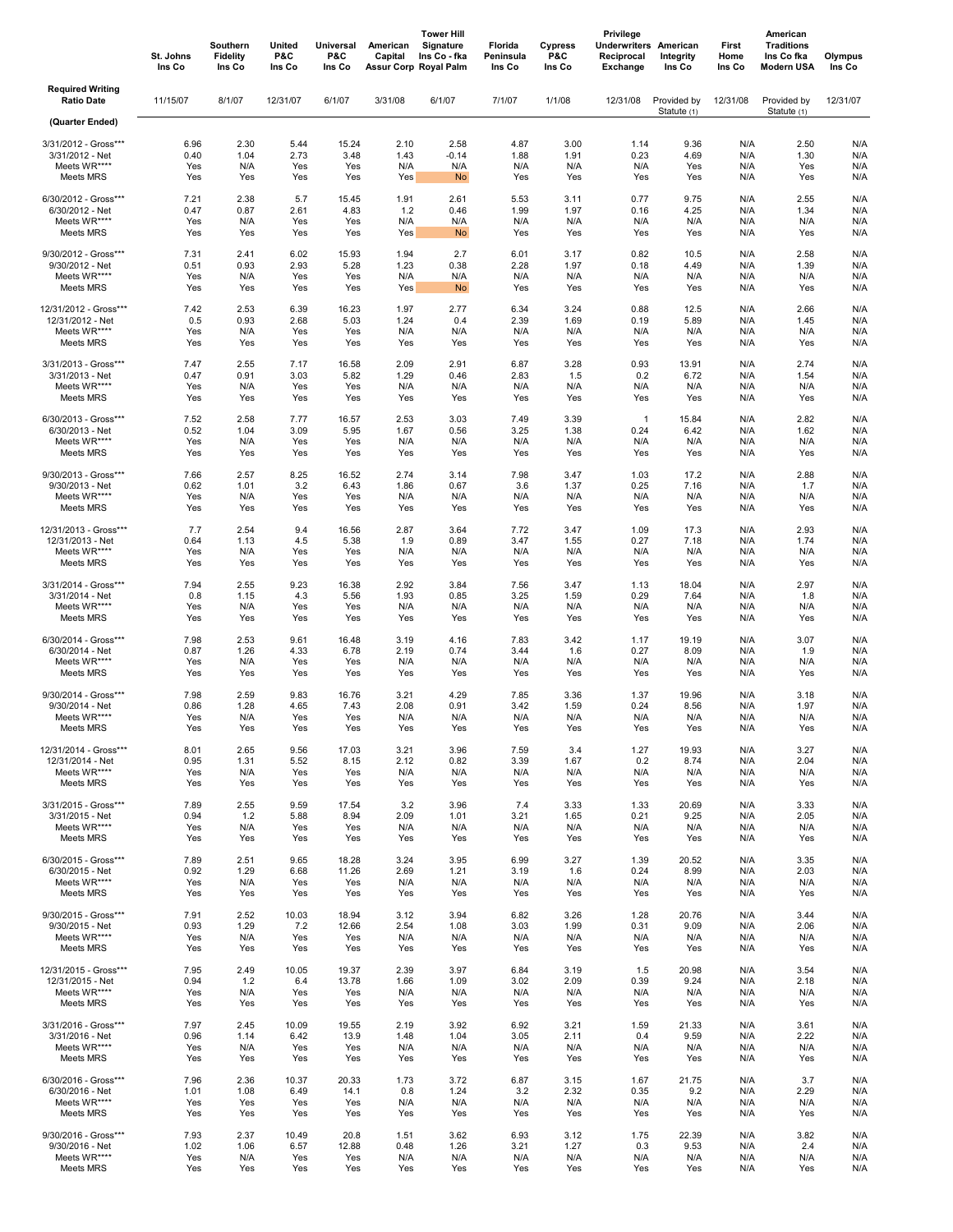| | St. Johns Ins Co | Southern Fidelity Ins Co | United P&C Ins Co | Universal P&C Ins Co | American Capital Assur Corp | Tower Hill Signature Ins Co - fka Royal Palm | Florida Peninsula Ins Co | Cypress P&C Ins Co | Privilege Underwriters Reciprocal Exchange | American Integrity Ins Co | First Home Ins Co | American Traditions Ins Co fka Modern USA | Olympus Ins Co |
|---|---|---|---|---|---|---|---|---|---|---|---|---|---|
| **Required Writing Ratio Date** | 11/15/07 | 8/1/07 | 12/31/07 | 6/1/07 | 3/31/08 | 6/1/07 | 7/1/07 | 1/1/08 | 12/31/08 | Provided by Statute (1) | 12/31/08 | Provided by Statute (1) | 12/31/07 |
| **(Quarter Ended)** | | | | | | | | | | | | | |
| 3/31/2012 - Gross*** | 6.96 | 2.30 | 5.44 | 15.24 | 2.10 | 2.58 | 4.87 | 3.00 | 1.14 | 9.36 | N/A | 2.50 | N/A |
| 3/31/2012 - Net | 0.40 | 1.04 | 2.73 | 3.48 | 1.43 | -0.14 | 1.88 | 1.91 | 0.23 | 4.69 | N/A | 1.30 | N/A |
| Meets WR**** | Yes | N/A | Yes | Yes | N/A | N/A | N/A | N/A | N/A | Yes | N/A | Yes | N/A |
| Meets MRS | Yes | Yes | Yes | Yes | Yes | No | Yes | Yes | Yes | Yes | N/A | Yes | N/A |
| 6/30/2012 - Gross*** | 7.21 | 2.38 | 5.7 | 15.45 | 1.91 | 2.61 | 5.53 | 3.11 | 0.77 | 9.75 | N/A | 2.55 | N/A |
| 6/30/2012 - Net | 0.47 | 0.87 | 2.61 | 4.83 | 1.2 | 0.46 | 1.99 | 1.97 | 0.16 | 4.25 | N/A | 1.34 | N/A |
| Meets WR**** | Yes | N/A | Yes | Yes | N/A | N/A | N/A | N/A | N/A | N/A | N/A | N/A | N/A |
| Meets MRS | Yes | Yes | Yes | Yes | Yes | No | Yes | Yes | Yes | Yes | N/A | Yes | N/A |
| 9/30/2012 - Gross*** | 7.31 | 2.41 | 6.02 | 15.93 | 1.94 | 2.7 | 6.01 | 3.17 | 0.82 | 10.5 | N/A | 2.58 | N/A |
| 9/30/2012 - Net | 0.51 | 0.93 | 2.93 | 5.28 | 1.23 | 0.38 | 2.28 | 1.97 | 0.18 | 4.49 | N/A | 1.39 | N/A |
| Meets WR**** | Yes | N/A | Yes | Yes | N/A | N/A | N/A | N/A | N/A | N/A | N/A | N/A | N/A |
| Meets MRS | Yes | Yes | Yes | Yes | Yes | No | Yes | Yes | Yes | Yes | N/A | Yes | N/A |
| 12/31/2012 - Gross*** | 7.42 | 2.53 | 6.39 | 16.23 | 1.97 | 2.77 | 6.34 | 3.24 | 0.88 | 12.5 | N/A | 2.66 | N/A |
| 12/31/2012 - Net | 0.5 | 0.93 | 2.68 | 5.03 | 1.24 | 0.4 | 2.39 | 1.69 | 0.19 | 5.89 | N/A | 1.45 | N/A |
| Meets WR**** | Yes | N/A | Yes | Yes | N/A | N/A | N/A | N/A | N/A | N/A | N/A | N/A | N/A |
| Meets MRS | Yes | Yes | Yes | Yes | Yes | Yes | Yes | Yes | Yes | Yes | N/A | Yes | N/A |
| 3/31/2013 - Gross*** | 7.47 | 2.55 | 7.17 | 16.58 | 2.09 | 2.91 | 6.87 | 3.28 | 0.93 | 13.91 | N/A | 2.74 | N/A |
| 3/31/2013 - Net | 0.47 | 0.91 | 3.03 | 5.82 | 1.29 | 0.46 | 2.83 | 1.5 | 0.2 | 6.72 | N/A | 1.54 | N/A |
| Meets WR**** | Yes | N/A | Yes | Yes | N/A | N/A | N/A | N/A | N/A | N/A | N/A | N/A | N/A |
| Meets MRS | Yes | Yes | Yes | Yes | Yes | Yes | Yes | Yes | Yes | Yes | N/A | Yes | N/A |
| 6/30/2013 - Gross*** | 7.52 | 2.58 | 7.77 | 16.57 | 2.53 | 3.03 | 7.49 | 3.39 | 1 | 15.84 | N/A | 2.82 | N/A |
| 6/30/2013 - Net | 0.52 | 1.04 | 3.09 | 5.95 | 1.67 | 0.56 | 3.25 | 1.38 | 0.24 | 6.42 | N/A | 1.62 | N/A |
| Meets WR**** | Yes | N/A | Yes | Yes | N/A | N/A | N/A | N/A | N/A | N/A | N/A | N/A | N/A |
| Meets MRS | Yes | Yes | Yes | Yes | Yes | Yes | Yes | Yes | Yes | Yes | N/A | Yes | N/A |
| 9/30/2013 - Gross*** | 7.66 | 2.57 | 8.25 | 16.52 | 2.74 | 3.14 | 7.98 | 3.47 | 1.03 | 17.2 | N/A | 2.88 | N/A |
| 9/30/2013 - Net | 0.62 | 1.01 | 3.2 | 6.43 | 1.86 | 0.67 | 3.6 | 1.37 | 0.25 | 7.16 | N/A | 1.7 | N/A |
| Meets WR**** | Yes | N/A | Yes | Yes | N/A | N/A | N/A | N/A | N/A | N/A | N/A | N/A | N/A |
| Meets MRS | Yes | Yes | Yes | Yes | Yes | Yes | Yes | Yes | Yes | Yes | N/A | Yes | N/A |
| 12/31/2013 - Gross*** | 7.7 | 2.54 | 9.4 | 16.56 | 2.87 | 3.64 | 7.72 | 3.47 | 1.09 | 17.3 | N/A | 2.93 | N/A |
| 12/31/2013 - Net | 0.64 | 1.13 | 4.5 | 5.38 | 1.9 | 0.89 | 3.47 | 1.55 | 0.27 | 7.18 | N/A | 1.74 | N/A |
| Meets WR**** | Yes | N/A | Yes | Yes | N/A | N/A | N/A | N/A | N/A | N/A | N/A | N/A | N/A |
| Meets MRS | Yes | Yes | Yes | Yes | Yes | Yes | Yes | Yes | Yes | Yes | N/A | Yes | N/A |
| 3/31/2014 - Gross*** | 7.94 | 2.55 | 9.23 | 16.38 | 2.92 | 3.84 | 7.56 | 3.47 | 1.13 | 18.04 | N/A | 2.97 | N/A |
| 3/31/2014 - Net | 0.8 | 1.15 | 4.3 | 5.56 | 1.93 | 0.85 | 3.25 | 1.59 | 0.29 | 7.64 | N/A | 1.8 | N/A |
| Meets WR**** | Yes | N/A | Yes | Yes | N/A | N/A | N/A | N/A | N/A | N/A | N/A | N/A | N/A |
| Meets MRS | Yes | Yes | Yes | Yes | Yes | Yes | Yes | Yes | Yes | Yes | N/A | Yes | N/A |
| 6/30/2014 - Gross*** | 7.98 | 2.53 | 9.61 | 16.48 | 3.19 | 4.16 | 7.83 | 3.42 | 1.17 | 19.19 | N/A | 3.07 | N/A |
| 6/30/2014 - Net | 0.87 | 1.26 | 4.33 | 6.78 | 2.19 | 0.74 | 3.44 | 1.6 | 0.27 | 8.09 | N/A | 1.9 | N/A |
| Meets WR**** | Yes | N/A | Yes | Yes | N/A | N/A | N/A | N/A | N/A | N/A | N/A | N/A | N/A |
| Meets MRS | Yes | Yes | Yes | Yes | Yes | Yes | Yes | Yes | Yes | Yes | N/A | Yes | N/A |
| 9/30/2014 - Gross*** | 7.98 | 2.59 | 9.83 | 16.76 | 3.21 | 4.29 | 7.85 | 3.36 | 1.37 | 19.96 | N/A | 3.18 | N/A |
| 9/30/2014 - Net | 0.86 | 1.28 | 4.65 | 7.43 | 2.08 | 0.91 | 3.42 | 1.59 | 0.24 | 8.56 | N/A | 1.97 | N/A |
| Meets WR**** | Yes | N/A | Yes | Yes | N/A | N/A | N/A | N/A | N/A | N/A | N/A | N/A | N/A |
| Meets MRS | Yes | Yes | Yes | Yes | Yes | Yes | Yes | Yes | Yes | Yes | N/A | Yes | N/A |
| 12/31/2014 - Gross*** | 8.01 | 2.65 | 9.56 | 17.03 | 3.21 | 3.96 | 7.59 | 3.4 | 1.27 | 19.93 | N/A | 3.27 | N/A |
| 12/31/2014 - Net | 0.95 | 1.31 | 5.52 | 8.15 | 2.12 | 0.82 | 3.39 | 1.67 | 0.2 | 8.74 | N/A | 2.04 | N/A |
| Meets WR**** | Yes | N/A | Yes | Yes | N/A | N/A | N/A | N/A | N/A | N/A | N/A | N/A | N/A |
| Meets MRS | Yes | Yes | Yes | Yes | Yes | Yes | Yes | Yes | Yes | Yes | N/A | Yes | N/A |
| 3/31/2015 - Gross*** | 7.89 | 2.55 | 9.59 | 17.54 | 3.2 | 3.96 | 7.4 | 3.33 | 1.33 | 20.69 | N/A | 3.33 | N/A |
| 3/31/2015 - Net | 0.94 | 1.2 | 5.88 | 8.94 | 2.09 | 1.01 | 3.21 | 1.65 | 0.21 | 9.25 | N/A | 2.05 | N/A |
| Meets WR**** | Yes | N/A | Yes | Yes | N/A | N/A | N/A | N/A | N/A | N/A | N/A | N/A | N/A |
| Meets MRS | Yes | Yes | Yes | Yes | Yes | Yes | Yes | Yes | Yes | Yes | N/A | Yes | N/A |
| 6/30/2015 - Gross*** | 7.89 | 2.51 | 9.65 | 18.28 | 3.24 | 3.95 | 6.99 | 3.27 | 1.39 | 20.52 | N/A | 3.35 | N/A |
| 6/30/2015 - Net | 0.92 | 1.29 | 6.68 | 11.26 | 2.69 | 1.21 | 3.19 | 1.6 | 0.24 | 8.99 | N/A | 2.03 | N/A |
| Meets WR**** | Yes | N/A | Yes | Yes | N/A | N/A | N/A | N/A | N/A | N/A | N/A | N/A | N/A |
| Meets MRS | Yes | Yes | Yes | Yes | Yes | Yes | Yes | Yes | Yes | Yes | N/A | Yes | N/A |
| 9/30/2015 - Gross*** | 7.91 | 2.52 | 10.03 | 18.94 | 3.12 | 3.94 | 6.82 | 3.26 | 1.28 | 20.76 | N/A | 3.44 | N/A |
| 9/30/2015 - Net | 0.93 | 1.29 | 7.2 | 12.66 | 2.54 | 1.08 | 3.03 | 1.99 | 0.31 | 9.09 | N/A | 2.06 | N/A |
| Meets WR**** | Yes | N/A | Yes | Yes | N/A | N/A | N/A | N/A | N/A | N/A | N/A | N/A | N/A |
| Meets MRS | Yes | Yes | Yes | Yes | Yes | Yes | Yes | Yes | Yes | Yes | N/A | Yes | N/A |
| 12/31/2015 - Gross*** | 7.95 | 2.49 | 10.05 | 19.37 | 2.39 | 3.97 | 6.84 | 3.19 | 1.5 | 20.98 | N/A | 3.54 | N/A |
| 12/31/2015 - Net | 0.94 | 1.2 | 6.4 | 13.78 | 1.66 | 1.09 | 3.02 | 2.09 | 0.39 | 9.24 | N/A | 2.18 | N/A |
| Meets WR**** | Yes | N/A | Yes | Yes | N/A | N/A | N/A | N/A | N/A | N/A | N/A | N/A | N/A |
| Meets MRS | Yes | Yes | Yes | Yes | Yes | Yes | Yes | Yes | Yes | Yes | N/A | Yes | N/A |
| 3/31/2016 - Gross*** | 7.97 | 2.45 | 10.09 | 19.55 | 2.19 | 3.92 | 6.92 | 3.21 | 1.59 | 21.33 | N/A | 3.61 | N/A |
| 3/31/2016 - Net | 0.96 | 1.14 | 6.42 | 13.9 | 1.48 | 1.04 | 3.05 | 2.11 | 0.4 | 9.59 | N/A | 2.22 | N/A |
| Meets WR**** | Yes | N/A | Yes | Yes | N/A | N/A | N/A | N/A | N/A | N/A | N/A | N/A | N/A |
| Meets MRS | Yes | Yes | Yes | Yes | Yes | Yes | Yes | Yes | Yes | Yes | N/A | Yes | N/A |
| 6/30/2016 - Gross*** | 7.96 | 2.36 | 10.37 | 20.33 | 1.73 | 3.72 | 6.87 | 3.15 | 1.67 | 21.75 | N/A | 3.7 | N/A |
| 6/30/2016 - Net | 1.01 | 1.08 | 6.49 | 14.1 | 0.8 | 1.24 | 3.2 | 2.32 | 0.35 | 9.2 | N/A | 2.29 | N/A |
| Meets WR**** | Yes | Yes | Yes | Yes | N/A | N/A | N/A | N/A | N/A | N/A | N/A | N/A | N/A |
| Meets MRS | Yes | Yes | Yes | Yes | Yes | Yes | Yes | Yes | Yes | Yes | N/A | Yes | N/A |
| 9/30/2016 - Gross*** | 7.93 | 2.37 | 10.49 | 20.8 | 1.51 | 3.62 | 6.93 | 3.12 | 1.75 | 22.39 | N/A | 3.82 | N/A |
| 9/30/2016 - Net | 1.02 | 1.06 | 6.57 | 12.88 | 0.48 | 1.26 | 3.21 | 1.27 | 0.3 | 9.53 | N/A | 2.4 | N/A |
| Meets WR**** | Yes | N/A | Yes | Yes | N/A | N/A | N/A | N/A | N/A | N/A | N/A | N/A | N/A |
| Meets MRS | Yes | Yes | Yes | Yes | Yes | Yes | Yes | Yes | Yes | Yes | N/A | Yes | N/A |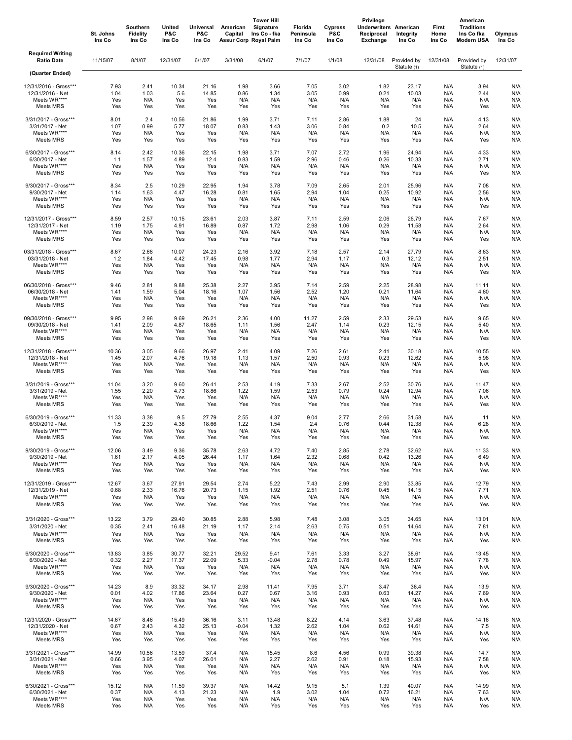| | St. Johns Ins Co | Southern Fidelity Ins Co | United P&C Ins Co | Universal P&C Ins Co | American Capital Assur Corp | Tower Hill Signature Ins Co - fka Royal Palm | Florida Peninsula Ins Co | Cypress P&C Ins Co | Privilege Underwriters Reciprocal Exchange | American Integrity Ins Co | First Home Ins Co | American Traditions Ins Co fka Modern USA | Olympus Ins Co |
|---|---|---|---|---|---|---|---|---|---|---|---|---|---|
| **Required Writing Ratio Date** | 11/15/07 | 8/1/07 | 12/31/07 | 6/1/07 | 3/31/08 | 6/1/07 | 7/1/07 | 1/1/08 | 12/31/08 | Provided by Statute (1) | 12/31/08 | Provided by Statute (1) | 12/31/07 |
| **(Quarter Ended)** | | | | | | | | | | | | | |
| 12/31/2016 - Gross*** | 7.93 | 2.41 | 10.34 | 21.16 | 1.98 | 3.66 | 7.05 | 3.02 | 1.82 | 23.17 | N/A | 3.94 | N/A |
| 12/31/2016 - Net | 1.04 | 1.03 | 5.6 | 14.85 | 0.86 | 1.34 | 3.05 | 0.99 | 0.21 | 10.03 | N/A | 2.44 | N/A |
| Meets WR**** | Yes | N/A | Yes | Yes | N/A | N/A | N/A | N/A | N/A | N/A | N/A | N/A | N/A |
| Meets MRS | Yes | Yes | Yes | Yes | Yes | Yes | Yes | Yes | Yes | Yes | N/A | Yes | N/A |
| 3/31/2017 - Gross*** | 8.01 | 2.4 | 10.56 | 21.86 | 1.99 | 3.71 | 7.11 | 2.86 | 1.88 | 24 | N/A | 4.13 | N/A |
| 3/31/2017 - Net | 1.07 | 0.99 | 5.77 | 18.07 | 0.83 | 1.43 | 3.06 | 0.84 | 0.2 | 10.5 | N/A | 2.64 | N/A |
| Meets WR**** | Yes | N/A | Yes | Yes | N/A | N/A | N/A | N/A | N/A | N/A | N/A | N/A | N/A |
| Meets MRS | Yes | Yes | Yes | Yes | Yes | Yes | Yes | Yes | Yes | Yes | N/A | Yes | N/A |
| 6/30/2017 - Gross*** | 8.14 | 2.42 | 10.36 | 22.15 | 1.98 | 3.71 | 7.07 | 2.72 | 1.96 | 24.94 | N/A | 4.33 | N/A |
| 6/30/2017 - Net | 1.1 | 1.57 | 4.89 | 12.4 | 0.83 | 1.59 | 2.96 | 0.46 | 0.26 | 10.33 | N/A | 2.71 | N/A |
| Meets WR**** | Yes | N/A | Yes | Yes | N/A | N/A | N/A | N/A | N/A | N/A | N/A | N/A | N/A |
| Meets MRS | Yes | Yes | Yes | Yes | Yes | Yes | Yes | Yes | Yes | Yes | N/A | Yes | N/A |
| 9/30/2017 - Gross*** | 8.34 | 2.5 | 10.29 | 22.95 | 1.94 | 3.78 | 7.09 | 2.65 | 2.01 | 25.96 | N/A | 7.08 | N/A |
| 9/30/2017 - Net | 1.14 | 1.63 | 4.47 | 16.28 | 0.81 | 1.65 | 2.94 | 1.04 | 0.25 | 10.92 | N/A | 2.56 | N/A |
| Meets WR**** | Yes | N/A | Yes | Yes | N/A | N/A | N/A | N/A | N/A | N/A | N/A | N/A | N/A |
| Meets MRS | Yes | Yes | Yes | Yes | Yes | Yes | Yes | Yes | Yes | Yes | N/A | Yes | N/A |
| 12/31/2017 - Gross*** | 8.59 | 2.57 | 10.15 | 23.61 | 2.03 | 3.87 | 7.11 | 2.59 | 2.06 | 26.79 | N/A | 7.67 | N/A |
| 12/31/2017 - Net | 1.19 | 1.75 | 4.91 | 16.89 | 0.87 | 1.72 | 2.98 | 1.06 | 0.29 | 11.58 | N/A | 2.64 | N/A |
| Meets WR**** | Yes | N/A | Yes | Yes | N/A | N/A | N/A | N/A | N/A | N/A | N/A | N/A | N/A |
| Meets MRS | Yes | Yes | Yes | Yes | Yes | Yes | Yes | Yes | Yes | Yes | N/A | Yes | N/A |
| 03/31/2018 - Gross*** | 8.67 | 2.68 | 10.07 | 24.23 | 2.16 | 3.92 | 7.18 | 2.57 | 2.14 | 27.79 | N/A | 8.63 | N/A |
| 03/31/2018 - Net | 1.2 | 1.84 | 4.42 | 17.45 | 0.98 | 1.77 | 2.94 | 1.17 | 0.3 | 12.12 | N/A | 2.51 | N/A |
| Meets WR**** | Yes | N/A | Yes | Yes | N/A | N/A | N/A | N/A | N/A | N/A | N/A | N/A | N/A |
| Meets MRS | Yes | Yes | Yes | Yes | Yes | Yes | Yes | Yes | Yes | Yes | N/A | Yes | N/A |
| 06/30/2018 - Gross*** | 9.46 | 2.81 | 9.88 | 25.38 | 2.27 | 3.95 | 7.14 | 2.59 | 2.25 | 28.98 | N/A | 11.11 | N/A |
| 06/30/2018 - Net | 1.41 | 1.59 | 5.04 | 18.16 | 1.07 | 1.56 | 2.52 | 1.20 | 0.21 | 11.64 | N/A | 4.60 | N/A |
| Meets WR**** | Yes | N/A | Yes | Yes | N/A | N/A | N/A | N/A | N/A | N/A | N/A | N/A | N/A |
| Meets MRS | Yes | Yes | Yes | Yes | Yes | Yes | Yes | Yes | Yes | Yes | N/A | Yes | N/A |
| 09/30/2018 - Gross*** | 9.95 | 2.98 | 9.69 | 26.21 | 2.36 | 4.00 | 11.27 | 2.59 | 2.33 | 29.53 | N/A | 9.65 | N/A |
| 09/30/2018 - Net | 1.41 | 2.09 | 4.87 | 18.65 | 1.11 | 1.56 | 2.47 | 1.14 | 0.23 | 12.15 | N/A | 5.40 | N/A |
| Meets WR**** | Yes | N/A | Yes | Yes | N/A | N/A | N/A | N/A | N/A | N/A | N/A | N/A | N/A |
| Meets MRS | Yes | Yes | Yes | Yes | Yes | Yes | Yes | Yes | Yes | Yes | N/A | Yes | N/A |
| 12/31/2018 - Gross*** | 10.36 | 3.05 | 9.66 | 26.97 | 2.41 | 4.09 | 7.26 | 2.61 | 2.41 | 30.18 | N/A | 10.55 | N/A |
| 12/31/2018 - Net | 1.45 | 2.07 | 4.76 | 19.18 | 1.13 | 1.57 | 2.50 | 0.93 | 0.23 | 12.62 | N/A | 5.98 | N/A |
| Meets WR**** | Yes | N/A | Yes | Yes | N/A | N/A | N/A | N/A | N/A | N/A | N/A | N/A | N/A |
| Meets MRS | Yes | Yes | Yes | Yes | Yes | Yes | Yes | Yes | Yes | Yes | N/A | Yes | N/A |
| 3/31/2019 - Gross*** | 11.04 | 3.20 | 9.60 | 26.41 | 2.53 | 4.19 | 7.33 | 2.67 | 2.52 | 30.76 | N/A | 11.47 | N/A |
| 3/31/2019 - Net | 1.55 | 2.20 | 4.73 | 18.86 | 1.22 | 1.59 | 2.53 | 0.79 | 0.24 | 12.94 | N/A | 7.06 | N/A |
| Meets WR**** | Yes | N/A | Yes | Yes | N/A | N/A | N/A | N/A | N/A | N/A | N/A | N/A | N/A |
| Meets MRS | Yes | Yes | Yes | Yes | Yes | Yes | Yes | Yes | Yes | Yes | N/A | Yes | N/A |
| 6/30/2019 - Gross*** | 11.33 | 3.38 | 9.5 | 27.79 | 2.55 | 4.37 | 9.04 | 2.77 | 2.66 | 31.58 | N/A | 11 | N/A |
| 6/30/2019 - Net | 1.5 | 2.39 | 4.38 | 18.66 | 1.22 | 1.54 | 2.4 | 0.76 | 0.44 | 12.38 | N/A | 6.28 | N/A |
| Meets WR**** | Yes | N/A | Yes | Yes | N/A | N/A | N/A | N/A | N/A | N/A | N/A | N/A | N/A |
| Meets MRS | Yes | Yes | Yes | Yes | Yes | Yes | Yes | Yes | Yes | Yes | N/A | Yes | N/A |
| 9/30/2019 - Gross*** | 12.06 | 3.49 | 9.36 | 35.78 | 2.63 | 4.72 | 7.40 | 2.85 | 2.78 | 32.62 | N/A | 11.33 | N/A |
| 9/30/2019 - Net | 1.61 | 2.17 | 4.05 | 26.44 | 1.17 | 1.64 | 2.32 | 0.68 | 0.42 | 13.26 | N/A | 6.49 | N/A |
| Meets WR**** | Yes | N/A | Yes | Yes | N/A | N/A | N/A | N/A | N/A | N/A | N/A | N/A | N/A |
| Meets MRS | Yes | Yes | Yes | Yes | Yes | Yes | Yes | Yes | Yes | Yes | N/A | Yes | N/A |
| 12/31/2019 - Gross*** | 12.67 | 3.67 | 27.91 | 29.54 | 2.74 | 5.22 | 7.43 | 2.99 | 2.90 | 33.85 | N/A | 12.79 | N/A |
| 12/31/2019 - Net | 0.68 | 2.33 | 16.76 | 20.73 | 1.15 | 1.92 | 2.51 | 0.76 | 0.45 | 14.15 | N/A | 7.71 | N/A |
| Meets WR**** | Yes | N/A | Yes | Yes | N/A | N/A | N/A | N/A | N/A | N/A | N/A | N/A | N/A |
| Meets MRS | Yes | Yes | Yes | Yes | Yes | Yes | Yes | Yes | Yes | Yes | N/A | Yes | N/A |
| 3/31/2020 - Gross*** | 13.22 | 3.79 | 29.40 | 30.85 | 2.88 | 5.98 | 7.48 | 3.08 | 3.05 | 34.65 | N/A | 13.01 | N/A |
| 3/31/2020 - Net | 0.35 | 2.41 | 16.48 | 21.19 | 1.17 | 2.14 | 2.63 | 0.75 | 0.51 | 14.64 | N/A | 7.81 | N/A |
| Meets WR**** | Yes | N/A | Yes | Yes | N/A | N/A | N/A | N/A | N/A | N/A | N/A | N/A | N/A |
| Meets MRS | Yes | Yes | Yes | Yes | Yes | Yes | Yes | Yes | Yes | Yes | N/A | Yes | N/A |
| 6/30/2020 - Gross*** | 13.83 | 3.85 | 30.77 | 32.21 | 29.52 | 9.41 | 7.61 | 3.33 | 3.27 | 38.61 | N/A | 13.45 | N/A |
| 6/30/2020 - Net | 0.32 | 2.27 | 17.37 | 22.09 | 5.33 | -0.04 | 2.78 | 0.78 | 0.49 | 15.97 | N/A | 7.78 | N/A |
| Meets WR**** | Yes | N/A | Yes | Yes | N/A | N/A | N/A | N/A | N/A | N/A | N/A | N/A | N/A |
| Meets MRS | Yes | Yes | Yes | Yes | Yes | Yes | Yes | Yes | Yes | Yes | N/A | Yes | N/A |
| 9/30/2020 - Gross*** | 14.23 | 8.9 | 33.32 | 34.17 | 2.98 | 11.41 | 7.95 | 3.71 | 3.47 | 36.4 | N/A | 13.9 | N/A |
| 9/30/2020 - Net | 0.01 | 4.02 | 17.86 | 23.64 | 0.27 | 0.67 | 3.16 | 0.93 | 0.63 | 14.27 | N/A | 7.69 | N/A |
| Meets WR**** | Yes | N/A | Yes | Yes | N/A | N/A | N/A | N/A | N/A | N/A | N/A | N/A | N/A |
| Meets MRS | Yes | Yes | Yes | Yes | Yes | Yes | Yes | Yes | Yes | Yes | N/A | Yes | N/A |
| 12/31/2020 - Gross*** | 14.67 | 8.46 | 15.49 | 36.16 | 3.11 | 13.48 | 8.22 | 4.14 | 3.63 | 37.48 | N/A | 14.16 | N/A |
| 12/31/2020 - Net | 0.67 | 2.43 | 4.32 | 25.13 | -0.04 | 1.32 | 2.62 | 1.04 | 0.62 | 14.61 | N/A | 7.5 | N/A |
| Meets WR**** | Yes | N/A | Yes | Yes | N/A | N/A | N/A | N/A | N/A | N/A | N/A | N/A | N/A |
| Meets MRS | Yes | Yes | Yes | Yes | Yes | Yes | Yes | Yes | Yes | Yes | N/A | Yes | N/A |
| 3/31/2021 - Gross*** | 14.99 | 10.56 | 13.59 | 37.4 | N/A | 15.45 | 8.6 | 4.56 | 0.99 | 39.38 | N/A | 14.7 | N/A |
| 3/31/2021 - Net | 0.66 | 3.95 | 4.07 | 26.01 | N/A | 2.27 | 2.62 | 0.91 | 0.18 | 15.93 | N/A | 7.58 | N/A |
| Meets WR**** | Yes | N/A | Yes | Yes | N/A | N/A | N/A | N/A | N/A | N/A | N/A | N/A | N/A |
| Meets MRS | Yes | Yes | Yes | Yes | N/A | Yes | Yes | Yes | Yes | Yes | N/A | Yes | N/A |
| 6/30/2021 - Gross*** | 15.12 | N/A | 11.59 | 39.37 | N/A | 14.42 | 9.15 | 5.1 | 1.39 | 40.07 | N/A | 14.99 | N/A |
| 6/30/2021 - Net | 0.37 | N/A | 4.13 | 21.23 | N/A | 1.9 | 3.02 | 1.04 | 0.72 | 16.21 | N/A | 7.63 | N/A |
| Meets WR**** | Yes | N/A | Yes | Yes | N/A | N/A | N/A | N/A | N/A | N/A | N/A | N/A | N/A |
| Meets MRS | Yes | N/A | Yes | Yes | N/A | Yes | Yes | Yes | Yes | Yes | N/A | Yes | N/A |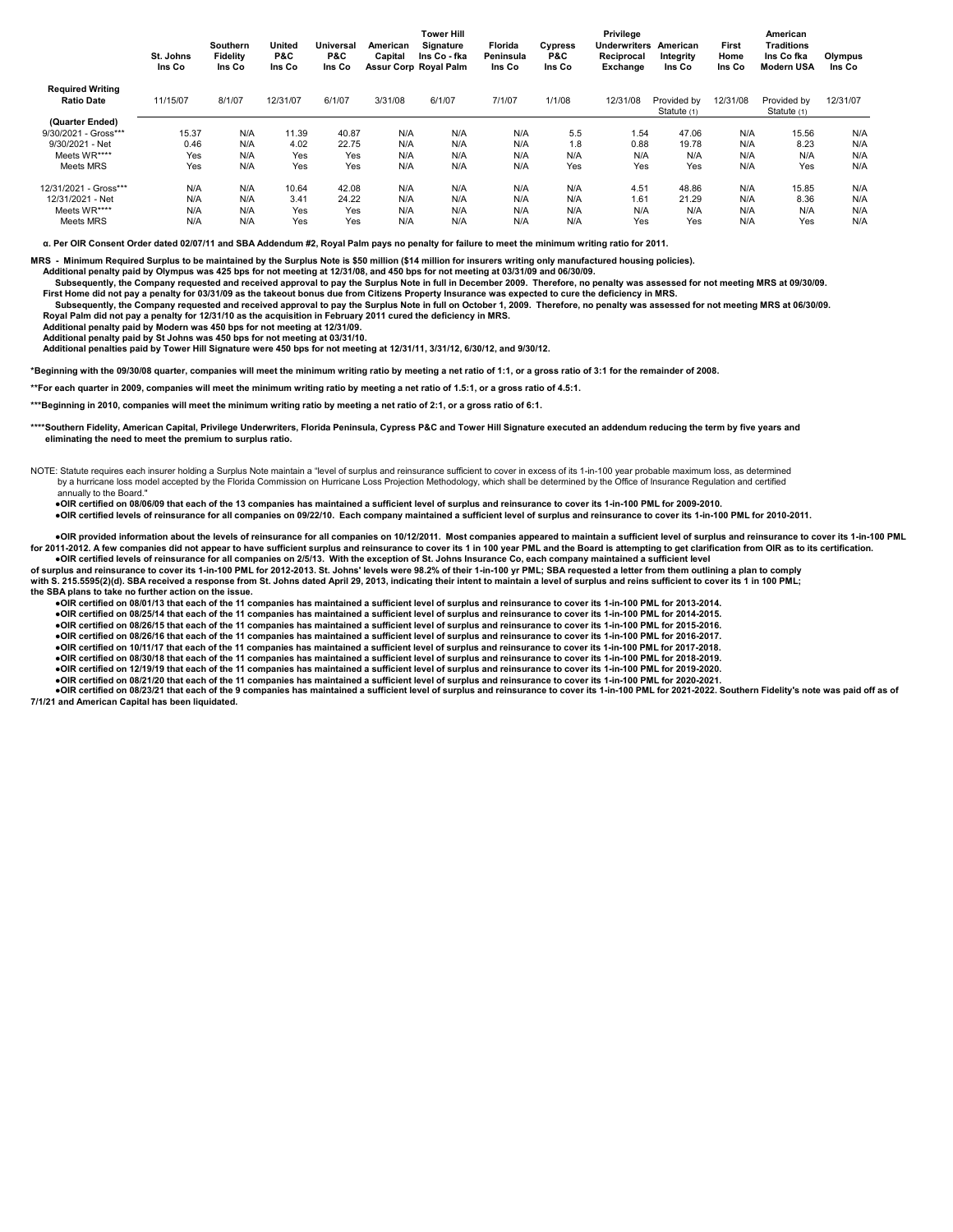| | St. Johns Ins Co | Southern Fidelity Ins Co | United P&C Ins Co | Universal P&C Ins Co | American Capital Assur Corp | Tower Hill Signature Ins Co - fka Royal Palm | Florida Peninsula Ins Co | Cypress P&C Ins Co | Privilege Underwriters Reciprocal Exchange | American Integrity Ins Co | First Home Ins Co | American Traditions Ins Co fka Modern USA | Olympus Ins Co |
|---|---|---|---|---|---|---|---|---|---|---|---|---|---|
| **Required Writing Ratio Date** | 11/15/07 | 8/1/07 | 12/31/07 | 6/1/07 | 3/31/08 | 6/1/07 | 7/1/07 | 1/1/08 | 12/31/08 | Provided by Statute (1) | 12/31/08 | Provided by Statute (1) | 12/31/07 |
| **(Quarter Ended)** | | | | | | | | | | | | | |
| 9/30/2021 - Gross*** | 15.37 | N/A | 11.39 | 40.87 | N/A | N/A | N/A | 5.5 | 1.54 | 47.06 | N/A | 15.56 | N/A |
| 9/30/2021 - Net | 0.46 | N/A | 4.02 | 22.75 | N/A | N/A | N/A | 1.8 | 0.88 | 19.78 | N/A | 8.23 | N/A |
| Meets WR**** | Yes | N/A | Yes | Yes | N/A | N/A | N/A | N/A | N/A | N/A | N/A | N/A | N/A |
| Meets MRS | Yes | N/A | Yes | Yes | N/A | N/A | N/A | Yes | Yes | Yes | N/A | Yes | N/A |
| 12/31/2021 - Gross*** | N/A | N/A | 10.64 | 42.08 | N/A | N/A | N/A | N/A | 4.51 | 48.86 | N/A | 15.85 | N/A |
| 12/31/2021 - Net | N/A | N/A | 3.41 | 24.22 | N/A | N/A | N/A | N/A | 1.61 | 21.29 | N/A | 8.36 | N/A |
| Meets WR**** | N/A | N/A | Yes | Yes | N/A | N/A | N/A | N/A | N/A | N/A | N/A | N/A | N/A |
| Meets MRS | N/A | N/A | Yes | Yes | N/A | N/A | N/A | N/A | Yes | Yes | N/A | Yes | N/A |

**α. Per OIR Consent Order dated 02/07/11 and SBA Addendum #2, Royal Palm pays no penalty for failure to meet the minimum writing ratio for 2011.**

**MRS - Minimum Required Surplus to be maintained by the Surplus Note is $50 million ($14 million for insurers writing only manufactured housing policies).**

**Additional penalty paid by Olympus was 425 bps for not meeting at 12/31/08, and 450 bps for not meeting at 03/31/09 and 06/30/09.**

**Subsequently, the Company requested and received approval to pay the Surplus Note in full in December 2009. Therefore, no penalty was assessed for not meeting MRS at 09/30/09.**

**First Home did not pay a penalty for 03/31/09 as the takeout bonus due from Citizens Property Insurance was expected to cure the deficiency in MRS.**

**Subsequently, the Company requested and received approval to pay the Surplus Note in full on October 1, 2009. Therefore, no penalty was assessed for not meeting MRS at 06/30/09.**

**Royal Palm did not pay a penalty for 12/31/10 as the acquisition in February 2011 cured the deficiency in MRS.**

**Additional penalty paid by Modern was 450 bps for not meeting at 12/31/09.**

**Additional penalty paid by St Johns was 450 bps for not meeting at 03/31/10.**

**Additional penalties paid by Tower Hill Signature were 450 bps for not meeting at 12/31/11, 3/31/12, 6/30/12, and 9/30/12.**

***Beginning with the 09/30/08 quarter, companies will meet the minimum writing ratio by meeting a net ratio of 1:1, or a gross ratio of 3:1 for the remainder of 2008.**

****For each quarter in 2009, companies will meet the minimum writing ratio by meeting a net ratio of 1.5:1, or a gross ratio of 4.5:1.**

*****Beginning in 2010, companies will meet the minimum writing ratio by meeting a net ratio of 2:1, or a gross ratio of 6:1.**

******Southern Fidelity, American Capital, Privilege Underwriters, Florida Peninsula, Cypress P&C and Tower Hill Signature executed an addendum reducing the term by five years and eliminating the need to meet the premium to surplus ratio.**

NOTE: Statute requires each insurer holding a Surplus Note maintain a "level of surplus and reinsurance sufficient to cover in excess of its 1-in-100 year probable maximum loss, as determined by a hurricane loss model accepted by the Florida Commission on Hurricane Loss Projection Methodology, which shall be determined by the Office of Insurance Regulation and certified annually to the Board."

- **OIR certified on 08/06/09 that each of the 13 companies has maintained a sufficient level of surplus and reinsurance to cover its 1-in-100 PML for 2009-2010.**
- **OIR certified levels of reinsurance for all companies on 09/22/10. Each company maintained a sufficient level of surplus and reinsurance to cover its 1-in-100 PML for 2010-2011.**
- **OIR provided information about the levels of reinsurance for all companies on 10/12/2011. Most companies appeared to maintain a sufficient level of surplus and reinsurance to cover its 1-in-100 PML for 2011-2012. A few companies did not appear to have sufficient surplus and reinsurance to cover its 1 in 100 year PML and the Board is attempting to get clarification from OIR as to its certification.**
- **OIR certified levels of reinsurance for all companies on 2/5/13. With the exception of St. Johns Insurance Co, each company maintained a sufficient level of surplus and reinsurance to cover its 1-in-100 PML for 2012-2013. St. Johns' levels were 98.2% of their 1-in-100 yr PML; SBA requested a letter from them outlining a plan to comply with S. 215.5595(2)(d). SBA received a response from St. Johns dated April 29, 2013, indicating their intent to maintain a level of surplus and reins sufficient to cover its 1 in 100 PML; the SBA plans to take no further action on the issue.**
- **OIR certified on 08/01/13 that each of the 11 companies has maintained a sufficient level of surplus and reinsurance to cover its 1-in-100 PML for 2013-2014.**
- **OIR certified on 08/25/14 that each of the 11 companies has maintained a sufficient level of surplus and reinsurance to cover its 1-in-100 PML for 2014-2015.**
- **OIR certified on 08/26/15 that each of the 11 companies has maintained a sufficient level of surplus and reinsurance to cover its 1-in-100 PML for 2015-2016.**
- **OIR certified on 08/26/16 that each of the 11 companies has maintained a sufficient level of surplus and reinsurance to cover its 1-in-100 PML for 2016-2017.**
- **OIR certified on 10/11/17 that each of the 11 companies has maintained a sufficient level of surplus and reinsurance to cover its 1-in-100 PML for 2017-2018.**
- **OIR certified on 08/30/18 that each of the 11 companies has maintained a sufficient level of surplus and reinsurance to cover its 1-in-100 PML for 2018-2019.**
- **OIR certified on 12/19/19 that each of the 11 companies has maintained a sufficient level of surplus and reinsurance to cover its 1-in-100 PML for 2019-2020.**
- **OIR certified on 08/21/20 that each of the 11 companies has maintained a sufficient level of surplus and reinsurance to cover its 1-in-100 PML for 2020-2021.**
- **OIR certified on 08/23/21 that each of the 9 companies has maintained a sufficient level of surplus and reinsurance to cover its 1-in-100 PML for 2021-2022. Southern Fidelity's note was paid off as of 7/1/21 and American Capital has been liquidated.**